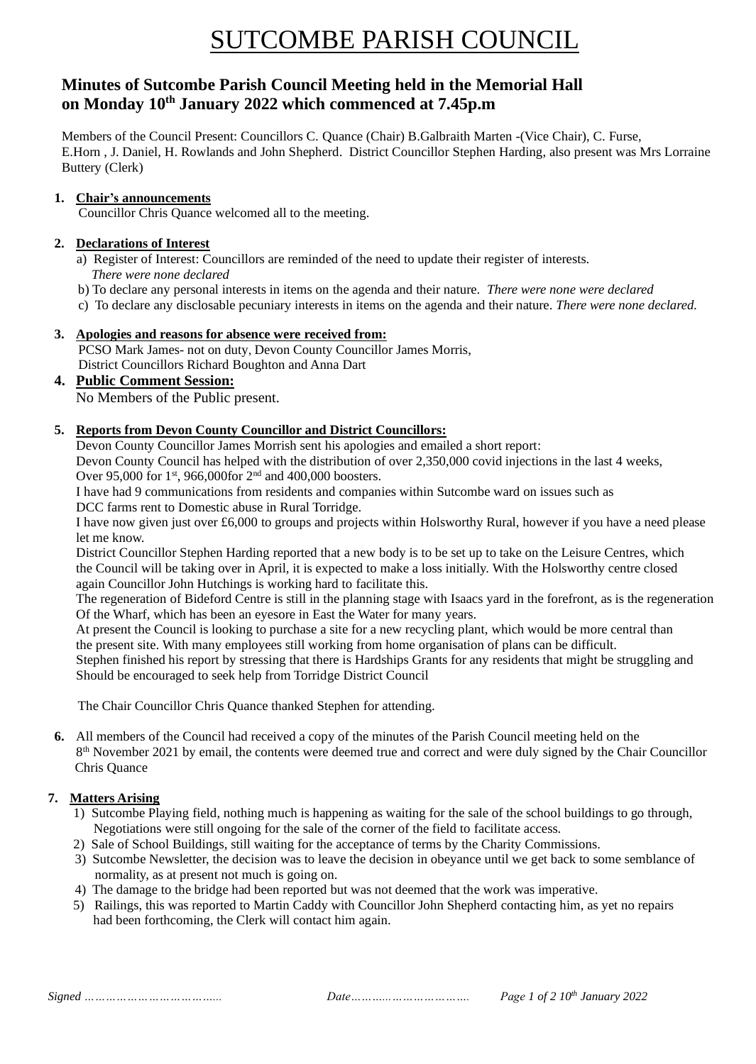# SUTCOMBE PARISH COUNCIL

## Minutes of Sutcombe Parish Council Meeting held in the Memorial Hall on Monday 10th January 2022 which commenced at 7.45p.m

Members of the Council Present: Councillors C. Quance (Chair) B.Galbraith Marten -(Vice Chair), C. Furse, E.Horn , J. Daniel, H. Rowlands and John Shepherd. District Councillor Stephen Harding, also present was Mrs Lorraine Buttery (Clerk)

1. **Chair's announcements**
   Councillor Chris Quance welcomed all to the meeting.

2. **Declarations of Interest**
   a) Register of Interest: Councillors are reminded of the need to update their register of interests. *There were none declared*
   b) To declare any personal interests in items on the agenda and their nature. *There were none were declared*
   c) To declare any disclosable pecuniary interests in items on the agenda and their nature. *There were none declared.*

3. **Apologies and reasons for absence were received from:**
   PCSO Mark James- not on duty, Devon County Councillor James Morris, District Councillors Richard Boughton and Anna Dart

4. **Public Comment Session:**
   No Members of the Public present.

5. **Reports from Devon County Councillor and District Councillors:**
   Devon County Councillor James Morrish sent his apologies and emailed a short report:
   Devon County Council has helped with the distribution of over 2,350,000 covid injections in the last 4 weeks, Over 95,000 for 1st, 966,000for 2nd and 400,000 boosters.
   I have had 9 communications from residents and companies within Sutcombe ward on issues such as DCC farms rent to Domestic abuse in Rural Torridge.
   I have now given just over £6,000 to groups and projects within Holsworthy Rural, however if you have a need please let me know.
   District Councillor Stephen Harding reported that a new body is to be set up to take on the Leisure Centres, which the Council will be taking over in April, it is expected to make a loss initially. With the Holsworthy centre closed again Councillor John Hutchings is working hard to facilitate this.
   The regeneration of Bideford Centre is still in the planning stage with Isaacs yard in the forefront, as is the regeneration Of the Wharf, which has been an eyesore in East the Water for many years.
   At present the Council is looking to purchase a site for a new recycling plant, which would be more central than the present site. With many employees still working from home organisation of plans can be difficult.
   Stephen finished his report by stressing that there is Hardships Grants for any residents that might be struggling and Should be encouraged to seek help from Torridge District Council

   The Chair Councillor Chris Quance thanked Stephen for attending.

6. All members of the Council had received a copy of the minutes of the Parish Council meeting held on the 8th November 2021 by email, the contents were deemed true and correct and were duly signed by the Chair Councillor Chris Quance

7. **Matters Arising**
   1) Sutcombe Playing field, nothing much is happening as waiting for the sale of the school buildings to go through, Negotiations were still ongoing for the sale of the corner of the field to facilitate access.
   2) Sale of School Buildings, still waiting for the acceptance of terms by the Charity Commissions.
   3) Sutcombe Newsletter, the decision was to leave the decision in obeyance until we get back to some semblance of normality, as at present not much is going on.
   4) The damage to the bridge had been reported but was not deemed that the work was imperative.
   5) Railings, this was reported to Martin Caddy with Councillor John Shepherd contacting him, as yet no repairs had been forthcoming, the Clerk will contact him again.

*Signed ……………………………… Date……………………………*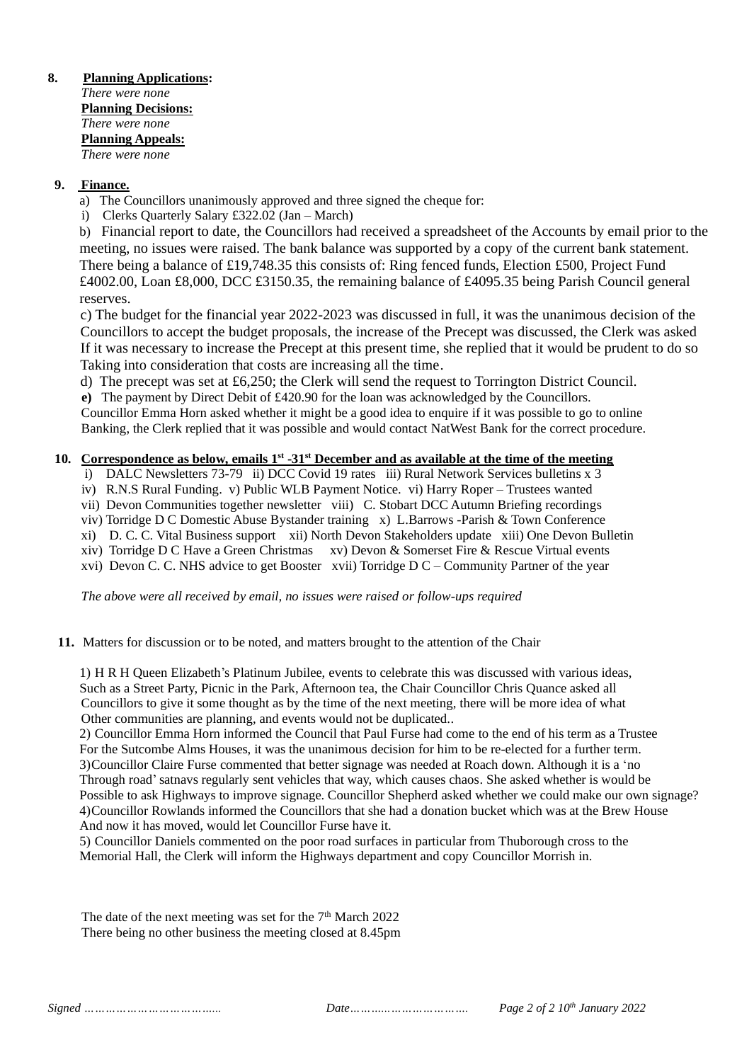**8. Planning Applications:**

*There were none*

**Planning Decisions:**

*There were none*

**Planning Appeals:**

*There were none*

**9. Finance.**

a) The Councillors unanimously approved and three signed the cheque for:

i) Clerks Quarterly Salary £322.02 (Jan – March)

b) Financial report to date, the Councillors had received a spreadsheet of the Accounts by email prior to the meeting, no issues were raised. The bank balance was supported by a copy of the current bank statement. There being a balance of £19,748.35 this consists of: Ring fenced funds, Election £500, Project Fund £4002.00, Loan £8,000, DCC £3150.35, the remaining balance of £4095.35 being Parish Council general reserves.

c) The budget for the financial year 2022-2023 was discussed in full, it was the unanimous decision of the Councillors to accept the budget proposals, the increase of the Precept was discussed, the Clerk was asked If it was necessary to increase the Precept at this present time, she replied that it would be prudent to do so Taking into consideration that costs are increasing all the time.

d) The precept was set at £6,250; the Clerk will send the request to Torrington District Council.

**e)** The payment by Direct Debit of £420.90 for the loan was acknowledged by the Councillors.

Councillor Emma Horn asked whether it might be a good idea to enquire if it was possible to go to online Banking, the Clerk replied that it was possible and would contact NatWest Bank for the correct procedure.

**10. Correspondence as below, emails 1st -31st December and as available at the time of the meeting**

i) DALC Newsletters 73-79 ii) DCC Covid 19 rates iii) Rural Network Services bulletins x 3
iv) R.N.S Rural Funding. v) Public WLB Payment Notice. vi) Harry Roper – Trustees wanted
vii) Devon Communities together newsletter viii) C. Stobart DCC Autumn Briefing recordings
viv) Torridge D C Domestic Abuse Bystander training x) L.Barrows -Parish & Town Conference
xi) D. C. C. Vital Business support xii) North Devon Stakeholders update xiii) One Devon Bulletin
xiv) Torridge D C Have a Green Christmas xv) Devon & Somerset Fire & Rescue Virtual events
xvi) Devon C. C. NHS advice to get Booster xvii) Torridge D C – Community Partner of the year

*The above were all received by email, no issues were raised or follow-ups required*

**11.** Matters for discussion or to be noted, and matters brought to the attention of the Chair

1) H R H Queen Elizabeth's Platinum Jubilee, events to celebrate this was discussed with various ideas, Such as a Street Party, Picnic in the Park, Afternoon tea, the Chair Councillor Chris Quance asked all Councillors to give it some thought as by the time of the next meeting, there will be more idea of what Other communities are planning, and events would not be duplicated..

2) Councillor Emma Horn informed the Council that Paul Furse had come to the end of his term as a Trustee For the Sutcombe Alms Houses, it was the unanimous decision for him to be re-elected for a further term.

3)Councillor Claire Furse commented that better signage was needed at Roach down. Although it is a 'no Through road' satnavs regularly sent vehicles that way, which causes chaos. She asked whether is would be Possible to ask Highways to improve signage. Councillor Shepherd asked whether we could make our own signage?

4)Councillor Rowlands informed the Councillors that she had a donation bucket which was at the Brew House And now it has moved, would let Councillor Furse have it.

5) Councillor Daniels commented on the poor road surfaces in particular from Thuborough cross to the Memorial Hall, the Clerk will inform the Highways department and copy Councillor Morrish in.

The date of the next meeting was set for the 7th March 2022

There being no other business the meeting closed at 8.45pm

*Signed ………………………………* *Date……………………………*